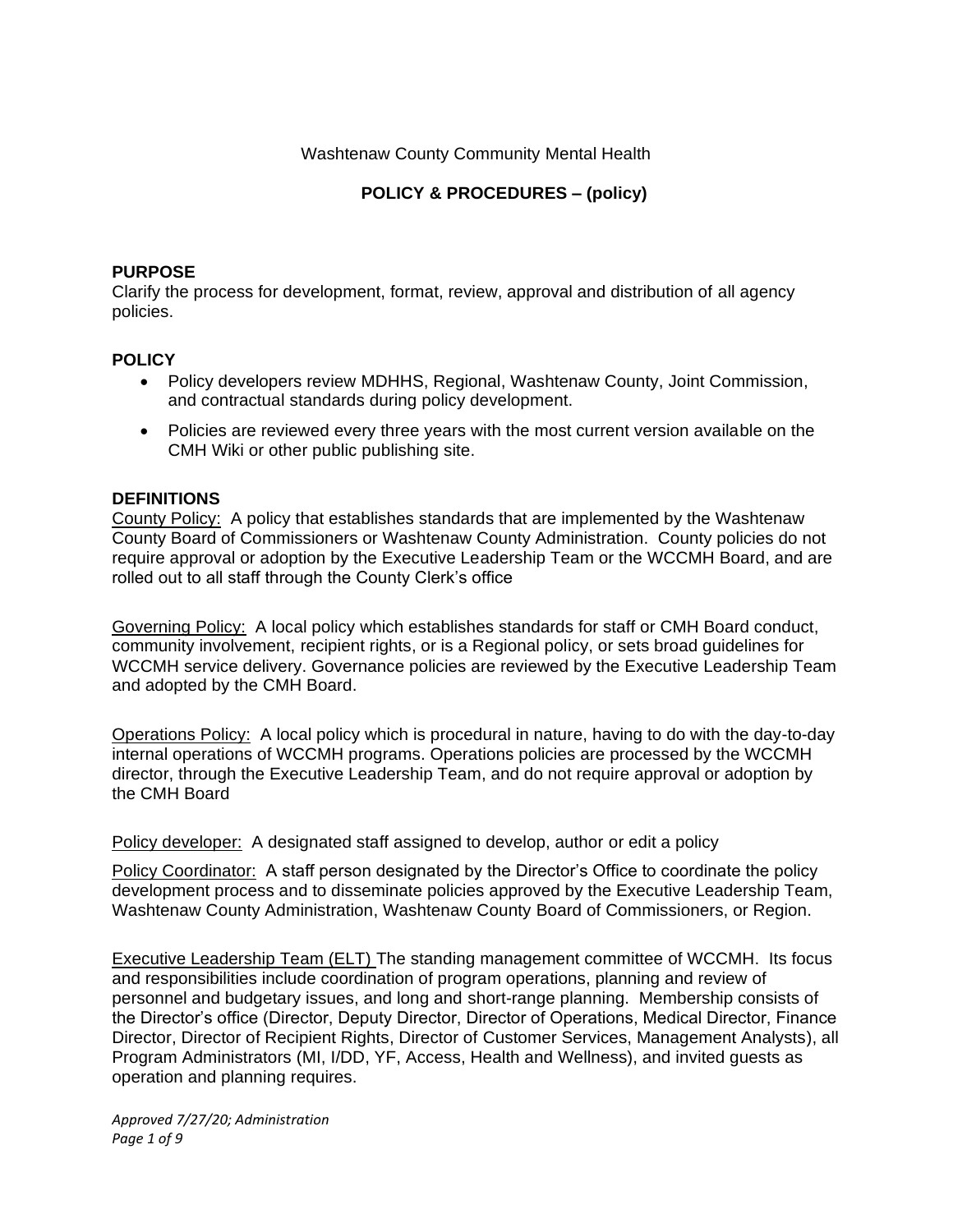Washtenaw County Community Mental Health

**POLICY & PROCEDURES – (policy)**

## PURPOSE

Clarify the process for development, format, review, approval and distribution of all agency policies.

## POLICY

- Policy developers review MDHHS, Regional, Washtenaw County, Joint Commission, and contractual standards during policy development.
- Policies are reviewed every three years with the most current version available on the CMH Wiki or other public publishing site.

## DEFINITIONS

<u>County Policy:</u> A policy that establishes standards that are implemented by the Washtenaw County Board of Commissioners or Washtenaw County Administration. County policies do not require approval or adoption by the Executive Leadership Team or the WCCMH Board, and are rolled out to all staff through the County Clerk's office

<u>Governing Policy:</u> A local policy which establishes standards for staff or CMH Board conduct, community involvement, recipient rights, or is a Regional policy, or sets broad guidelines for WCCMH service delivery. Governance policies are reviewed by the Executive Leadership Team and adopted by the CMH Board.

<u>Operations Policy:</u> A local policy which is procedural in nature, having to do with the day-to-day internal operations of WCCMH programs. Operations policies are processed by the WCCMH director, through the Executive Leadership Team, and do not require approval or adoption by the CMH Board

<u>Policy developer:</u> A designated staff assigned to develop, author or edit a policy

<u>Policy Coordinator:</u> A staff person designated by the Director's Office to coordinate the policy development process and to disseminate policies approved by the Executive Leadership Team, Washtenaw County Administration, Washtenaw County Board of Commissioners, or Region.

<u>Executive Leadership Team (ELT)</u> The standing management committee of WCCMH. Its focus and responsibilities include coordination of program operations, planning and review of personnel and budgetary issues, and long and short-range planning. Membership consists of the Director's office (Director, Deputy Director, Director of Operations, Medical Director, Finance Director, Director of Recipient Rights, Director of Customer Services, Management Analysts), all Program Administrators (MI, I/DD, YF, Access, Health and Wellness), and invited guests as operation and planning requires.

*Approved 7/27/20; Administration*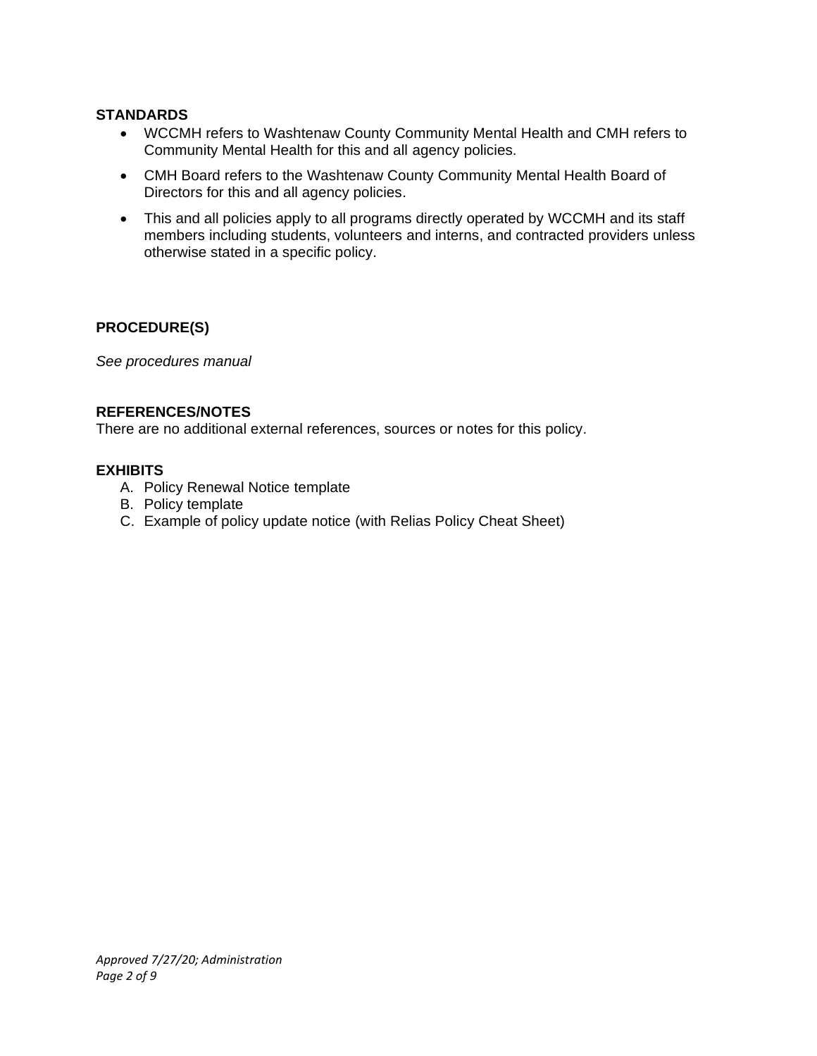## STANDARDS

- WCCMH refers to Washtenaw County Community Mental Health and CMH refers to Community Mental Health for this and all agency policies.
- CMH Board refers to the Washtenaw County Community Mental Health Board of Directors for this and all agency policies.
- This and all policies apply to all programs directly operated by WCCMH and its staff members including students, volunteers and interns, and contracted providers unless otherwise stated in a specific policy.

## PROCEDURE(S)

*See procedures manual*

## REFERENCES/NOTES

There are no additional external references, sources or notes for this policy.

## EXHIBITS

A. Policy Renewal Notice template
B. Policy template
C. Example of policy update notice (with Relias Policy Cheat Sheet)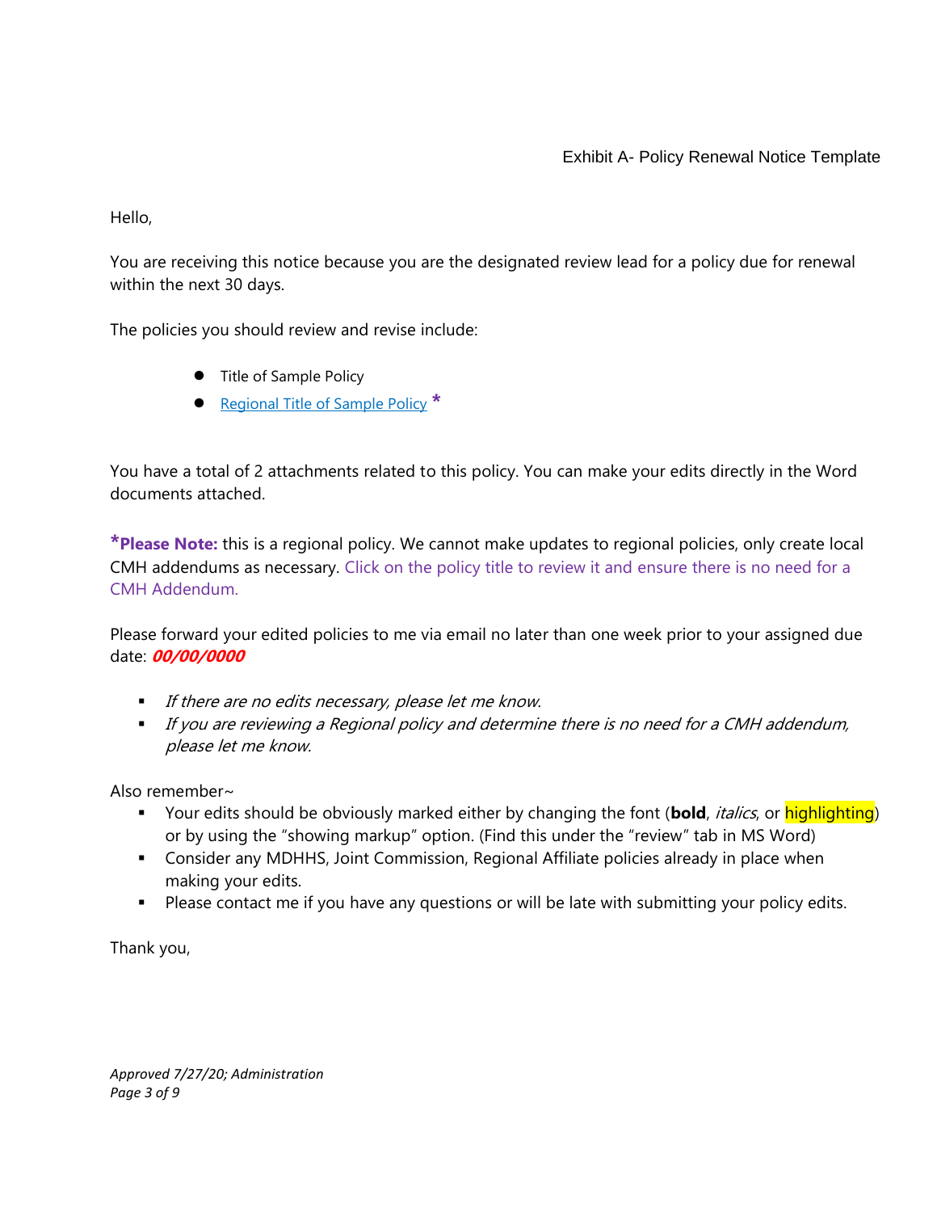Exhibit A- Policy Renewal Notice Template

Hello,

You are receiving this notice because you are the designated review lead for a policy due for renewal within the next 30 days.

The policies you should review and revise include:

- Title of Sample Policy
- Regional Title of Sample Policy *

You have a total of 2 attachments related to this policy. You can make your edits directly in the Word documents attached.

***Please Note:** this is a regional policy. We cannot make updates to regional policies, only create local CMH addendums as necessary. Click on the policy title to review it and ensure there is no need for a CMH Addendum.

Please forward your edited policies to me via email no later than one week prior to your assigned due date: ***00/00/0000***

- *If there are no edits necessary, please let me know.*
- *If you are reviewing a Regional policy and determine there is no need for a CMH addendum, please let me know.*

Also remember~

- Your edits should be obviously marked either by changing the font (**bold**, *italics*, or highlighting) or by using the "showing markup" option. (Find this under the "review" tab in MS Word)
- Consider any MDHHS, Joint Commission, Regional Affiliate policies already in place when making your edits.
- Please contact me if you have any questions or will be late with submitting your policy edits.

Thank you,

*Approved 7/27/20; Administration*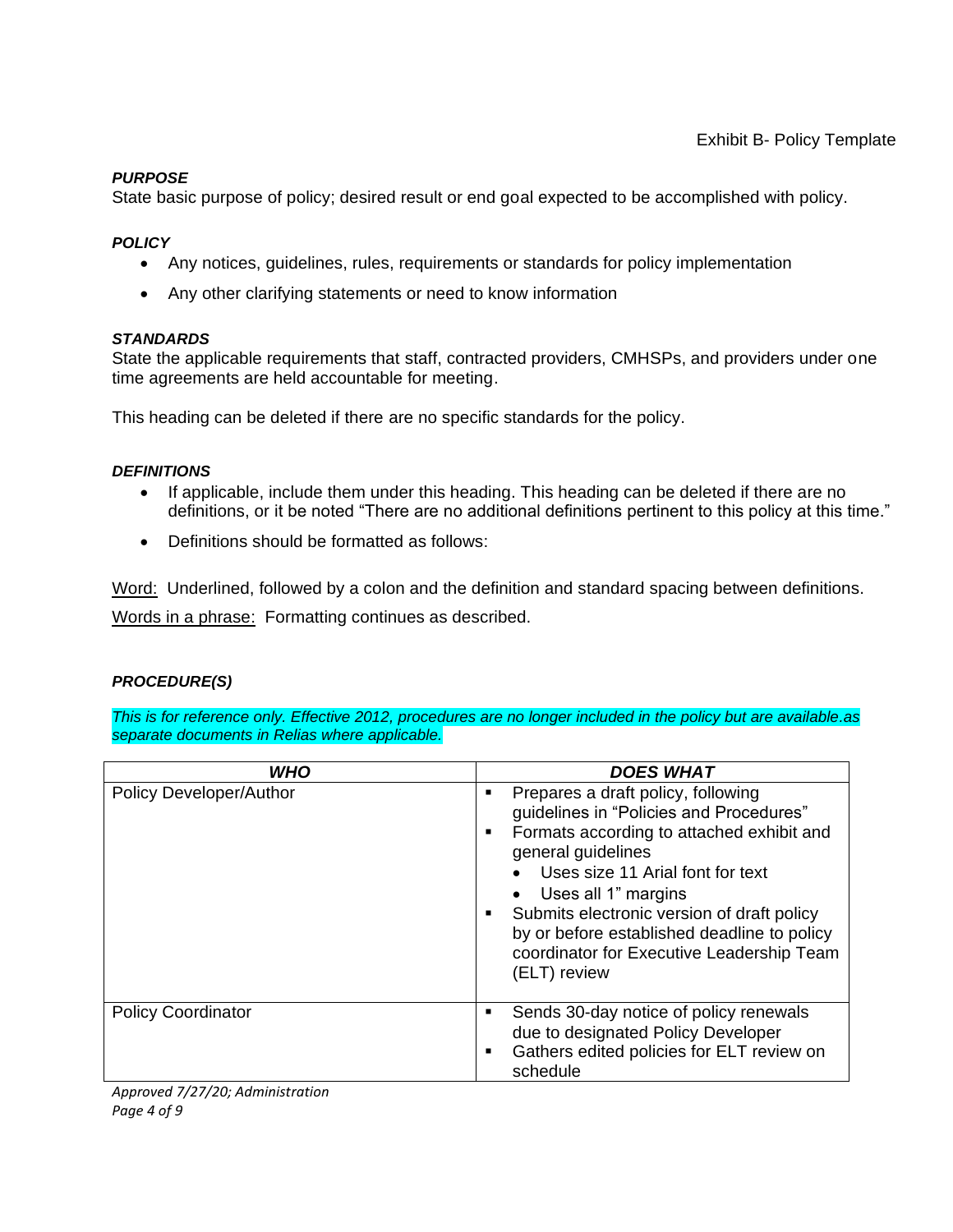Exhibit B- Policy Template

***PURPOSE***

State basic purpose of policy; desired result or end goal expected to be accomplished with policy.

***POLICY***

- Any notices, guidelines, rules, requirements or standards for policy implementation
- Any other clarifying statements or need to know information

***STANDARDS***

State the applicable requirements that staff, contracted providers, CMHSPs, and providers under one time agreements are held accountable for meeting.

This heading can be deleted if there are no specific standards for the policy.

***DEFINITIONS***

- If applicable, include them under this heading. This heading can be deleted if there are no definitions, or it be noted "There are no additional definitions pertinent to this policy at this time."
- Definitions should be formatted as follows:

<u>Word:</u> Underlined, followed by a colon and the definition and standard spacing between definitions.

<u>Words in a phrase:</u> Formatting continues as described.

***PROCEDURE(S)***

*This is for reference only. Effective 2012, procedures are no longer included in the policy but are available.as separate documents in Relias where applicable.*

| ***WHO*** | ***DOES WHAT*** |
|---|---|
| Policy Developer/Author | ▪ Prepares a draft policy, following guidelines in "Policies and Procedures"<br>▪ Formats according to attached exhibit and general guidelines<br>&nbsp;&nbsp;• Uses size 11 Arial font for text<br>&nbsp;&nbsp;• Uses all 1" margins<br>▪ Submits electronic version of draft policy by or before established deadline to policy coordinator for Executive Leadership Team (ELT) review |
| Policy Coordinator | ▪ Sends 30-day notice of policy renewals due to designated Policy Developer<br>▪ Gathers edited policies for ELT review on schedule |

*Approved 7/27/20; Administration*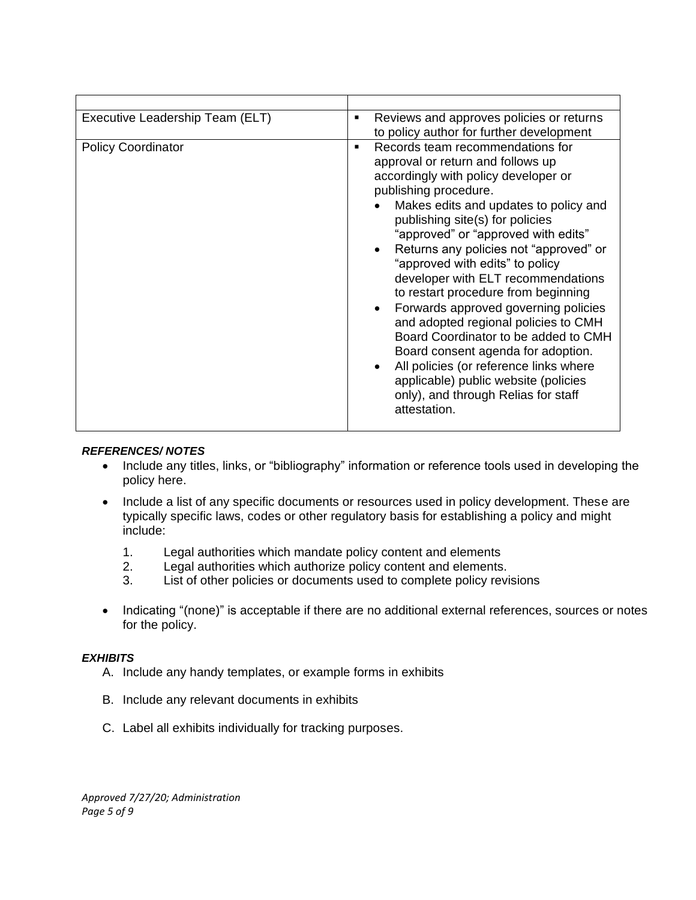| | |
|---|---|
| Executive Leadership Team (ELT) | ▪ Reviews and approves policies or returns to policy author for further development |
| Policy Coordinator | ▪ Records team recommendations for approval or return and follows up accordingly with policy developer or publishing procedure.<br>• Makes edits and updates to policy and publishing site(s) for policies "approved" or "approved with edits"<br>• Returns any policies not "approved" or "approved with edits" to policy developer with ELT recommendations to restart procedure from beginning<br>• Forwards approved governing policies and adopted regional policies to CMH Board Coordinator to be added to CMH Board consent agenda for adoption.<br>• All policies (or reference links where applicable) public website (policies only), and through Relias for staff attestation. |

***REFERENCES/ NOTES***

- Include any titles, links, or "bibliography" information or reference tools used in developing the policy here.
- Include a list of any specific documents or resources used in policy development. These are typically specific laws, codes or other regulatory basis for establishing a policy and might include:
  1. Legal authorities which mandate policy content and elements
  2. Legal authorities which authorize policy content and elements.
  3. List of other policies or documents used to complete policy revisions
- Indicating "(none)" is acceptable if there are no additional external references, sources or notes for the policy.

***EXHIBITS***

A. Include any handy templates, or example forms in exhibits

B. Include any relevant documents in exhibits

C. Label all exhibits individually for tracking purposes.

*Approved 7/27/20; Administration*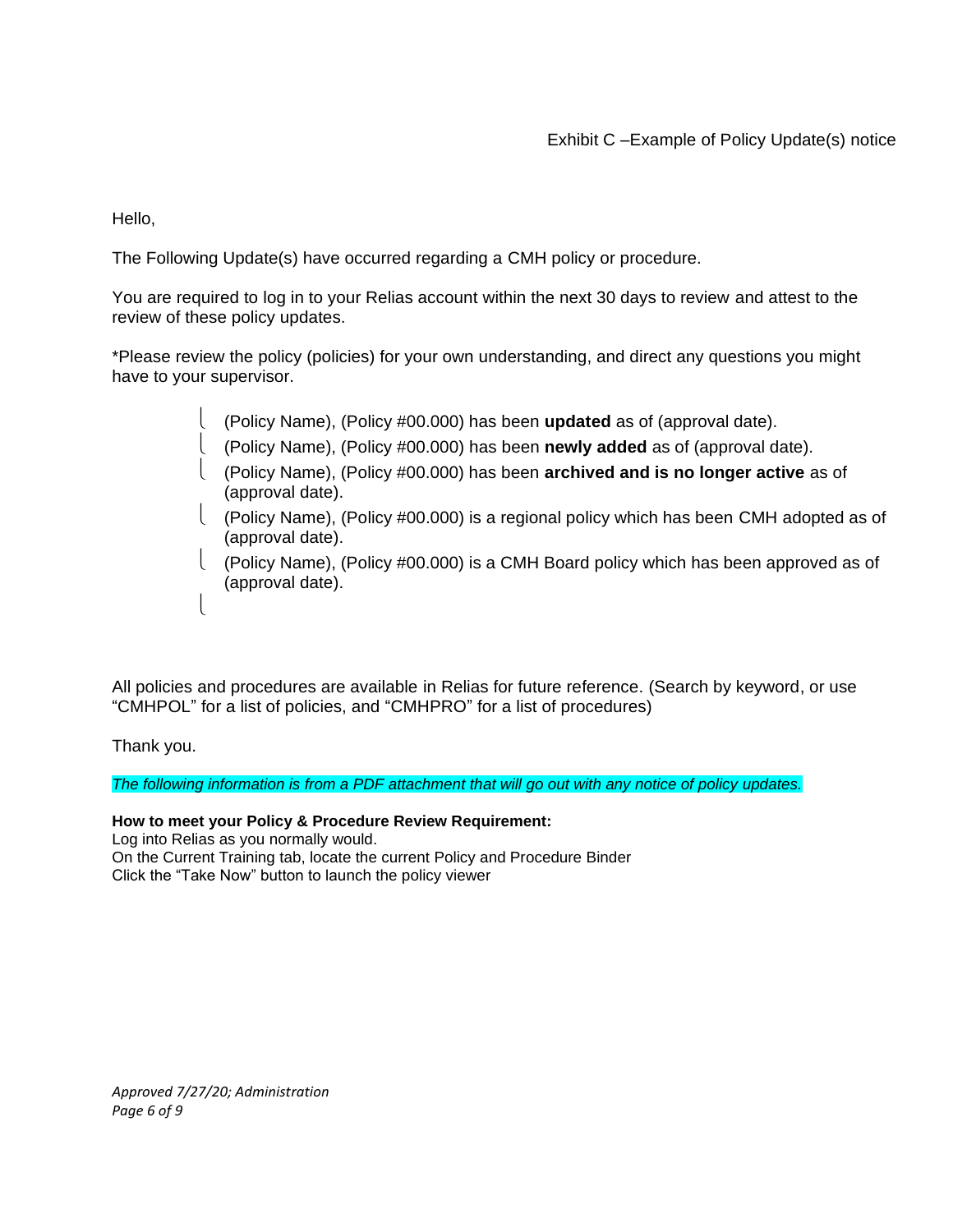Exhibit C –Example of Policy Update(s) notice

Hello,

The Following Update(s) have occurred regarding a CMH policy or procedure.

You are required to log in to your Relias account within the next 30 days to review and attest to the review of these policy updates.

*Please review the policy (policies) for your own understanding, and direct any questions you might have to your supervisor.

- (Policy Name), (Policy #00.000) has been **updated** as of (approval date).
- (Policy Name), (Policy #00.000) has been **newly added** as of (approval date).
- (Policy Name), (Policy #00.000) has been **archived and is no longer active** as of (approval date).
- (Policy Name), (Policy #00.000) is a regional policy which has been CMH adopted as of (approval date).
- (Policy Name), (Policy #00.000) is a CMH Board policy which has been approved as of (approval date).

All policies and procedures are available in Relias for future reference. (Search by keyword, or use "CMHPOL" for a list of policies, and "CMHPRO" for a list of procedures)

Thank you.

*The following information is from a PDF attachment that will go out with any notice of policy updates.*

**How to meet your Policy & Procedure Review Requirement:**
Log into Relias as you normally would.
On the Current Training tab, locate the current Policy and Procedure Binder
Click the "Take Now" button to launch the policy viewer

*Approved 7/27/20; Administration*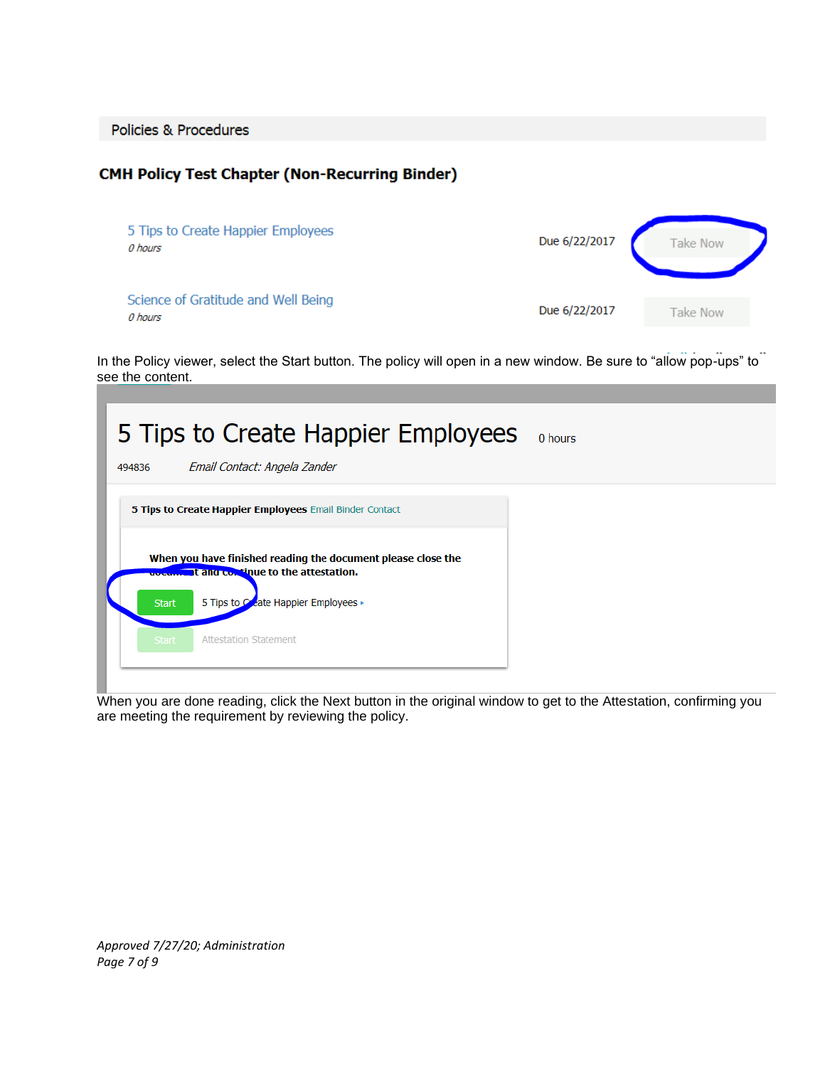Policies & Procedures

**CMH Policy Test Chapter (Non-Recurring Binder)**

| | | |
|---|---|---|
| 5 Tips to Create Happier Employees<br>*0 hours* | Due 6/22/2017 | Take Now |
| Science of Gratitude and Well Being<br>*0 hours* | Due 6/22/2017 | Take Now |

In the Policy viewer, select the Start button. The policy will open in a new window. Be sure to "allow pop-ups" to see the content.

# 5 Tips to Create Happier Employees

0 hours

494836 *Email Contact: Angela Zander*

**5 Tips to Create Happier Employees** Email Binder Contact

**When you have finished reading the document please close the document and continue to the attestation.**

Start 5 Tips to Create Happier Employees

Start Attestation Statement

When you are done reading, click the Next button in the original window to get to the Attestation, confirming you are meeting the requirement by reviewing the policy.

*Approved 7/27/20; Administration*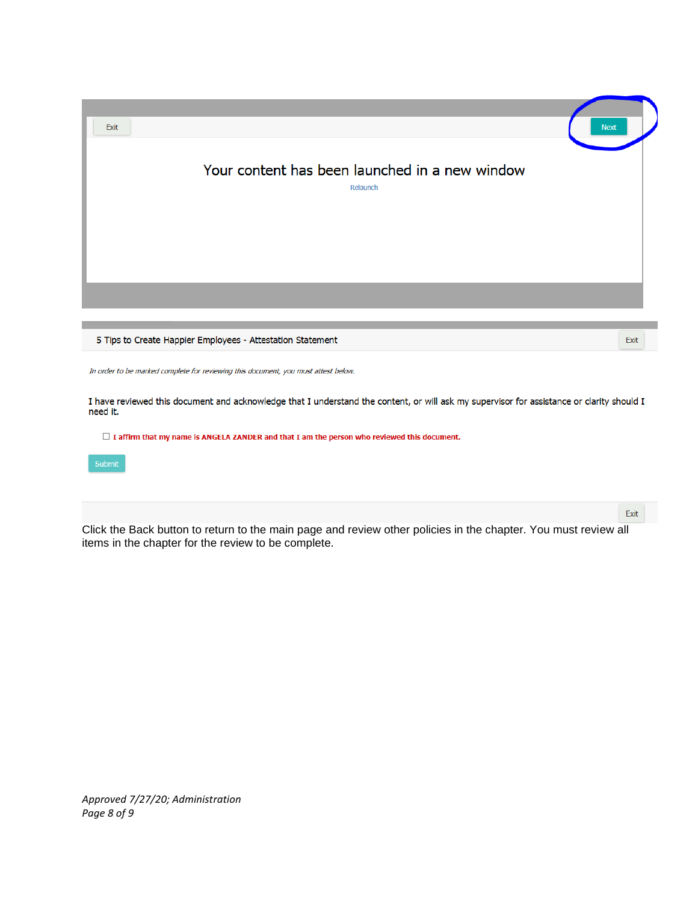Exit

Next

Your content has been launched in a new window

Relaunch

5 Tips to Create Happier Employees - Attestation Statement

Exit

*In order to be marked complete for reviewing this document, you must attest below.*

I have reviewed this document and acknowledge that I understand the content, or will ask my supervisor for assistance or clarity should I need it.

☐ **I affirm that my name is ANGELA ZANDER and that I am the person who reviewed this document.**

Submit

Exit

Click the Back button to return to the main page and review other policies in the chapter. You must review all items in the chapter for the review to be complete.

*Approved 7/27/20; Administration*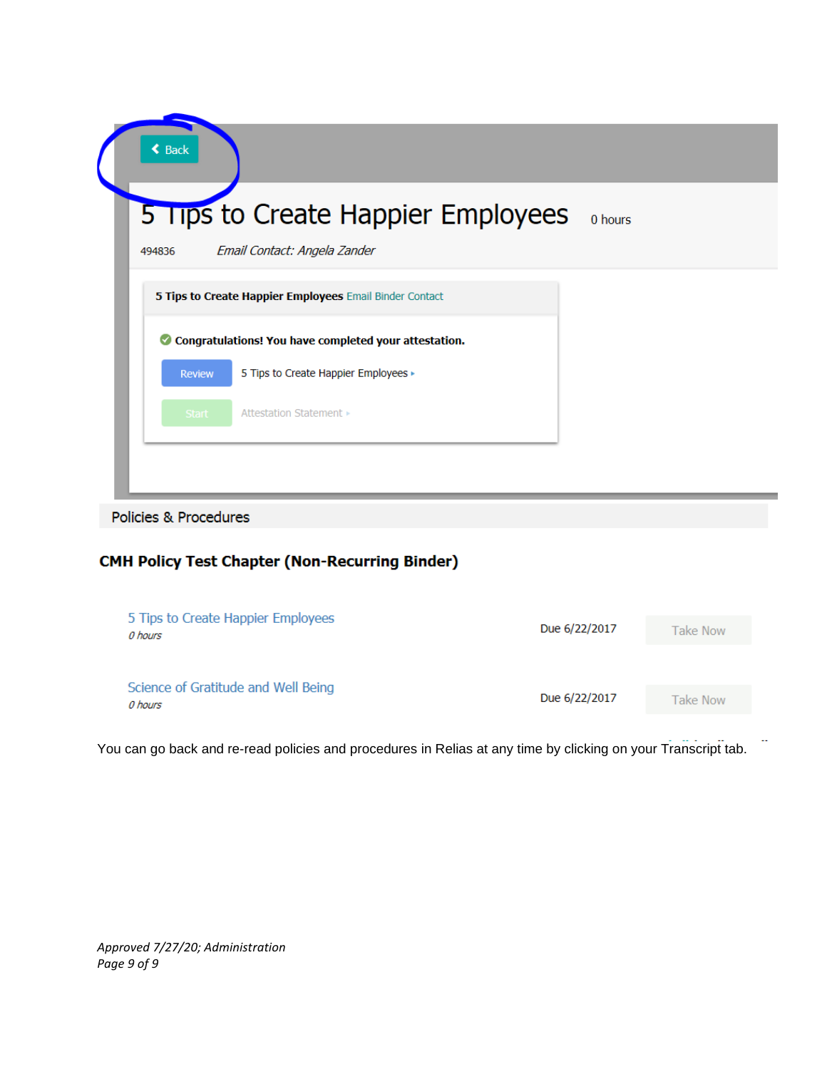Back

5 Tips to Create Happier Employees 0 hours

494836 *Email Contact: Angela Zander*

**5 Tips to Create Happier Employees** Email Binder Contact

**Congratulations! You have completed your attestation.**

Review 5 Tips to Create Happier Employees ▸

Start Attestation Statement ▸

Policies & Procedures

**CMH Policy Test Chapter (Non-Recurring Binder)**

| | | |
|---|---|---|
| 5 Tips to Create Happier Employees<br>*0 hours* | Due 6/22/2017 | Take Now |
| Science of Gratitude and Well Being<br>*0 hours* | Due 6/22/2017 | Take Now |

You can go back and re-read policies and procedures in Relias at any time by clicking on your Transcript tab.

*Approved 7/27/20; Administration*